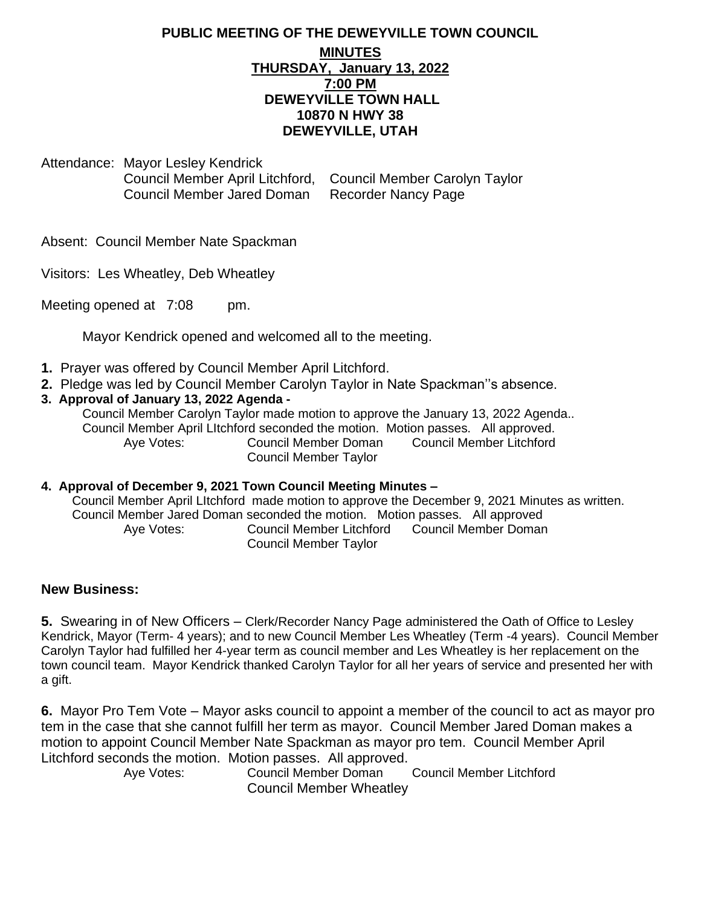# PUBLIC MEETING OF THE DEWEYVILLE TOWN COUNCIL

**MINUTES**
**THURSDAY, January 13, 2022**
**7:00 PM**
**DEWEYVILLE TOWN HALL**
**10870 N HWY 38**
**DEWEYVILLE, UTAH**

Attendance: Mayor Lesley Kendrick
Council Member April Litchford, Council Member Carolyn Taylor
Council Member Jared Doman Recorder Nancy Page

Absent: Council Member Nate Spackman

Visitors: Les Wheatley, Deb Wheatley

Meeting opened at 7:08 pm.

Mayor Kendrick opened and welcomed all to the meeting.

1. Prayer was offered by Council Member April Litchford.
2. Pledge was led by Council Member Carolyn Taylor in Nate Spackman''s absence.
3. **Approval of January 13, 2022 Agenda -**
   Council Member Carolyn Taylor made motion to approve the January 13, 2022 Agenda..
   Council Member April LItchford seconded the motion. Motion passes. All approved.
   Aye Votes: Council Member Doman Council Member Litchford
   Council Member Taylor

4. **Approval of December 9, 2021 Town Council Meeting Minutes –**
   Council Member April LItchford made motion to approve the December 9, 2021 Minutes as written.
   Council Member Jared Doman seconded the motion. Motion passes. All approved
   Aye Votes: Council Member Litchford Council Member Doman
   Council Member Taylor

## New Business:

**5.** Swearing in of New Officers – Clerk/Recorder Nancy Page administered the Oath of Office to Lesley Kendrick, Mayor (Term- 4 years); and to new Council Member Les Wheatley (Term -4 years). Council Member Carolyn Taylor had fulfilled her 4-year term as council member and Les Wheatley is her replacement on the town council team. Mayor Kendrick thanked Carolyn Taylor for all her years of service and presented her with a gift.

**6.** Mayor Pro Tem Vote – Mayor asks council to appoint a member of the council to act as mayor pro tem in the case that she cannot fulfill her term as mayor. Council Member Jared Doman makes a motion to appoint Council Member Nate Spackman as mayor pro tem. Council Member April Litchford seconds the motion. Motion passes. All approved.
Aye Votes: Council Member Doman Council Member Litchford
Council Member Wheatley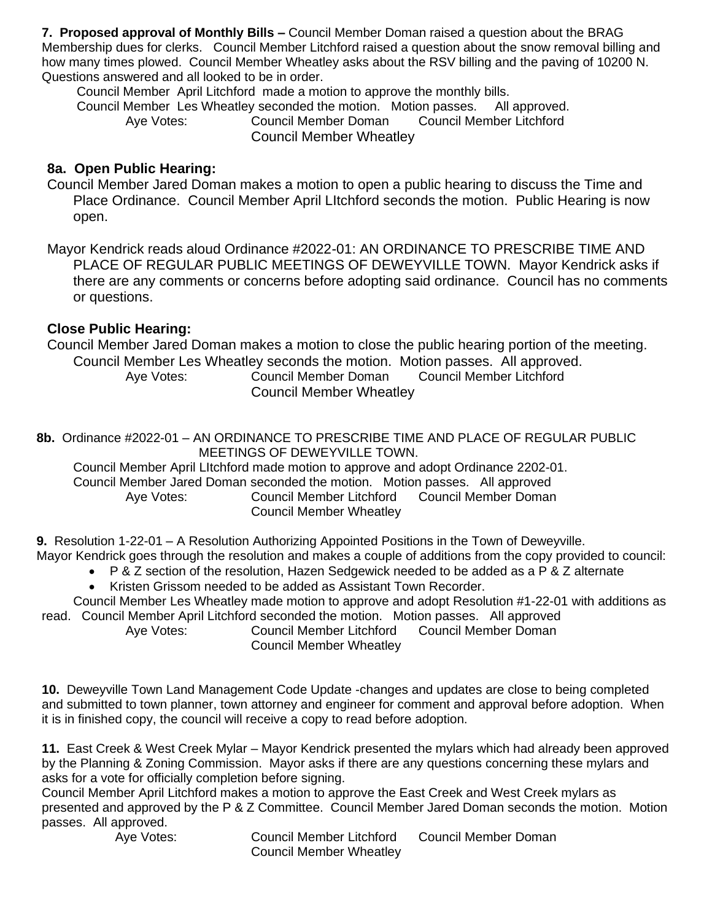**7. Proposed approval of Monthly Bills –** Council Member Doman raised a question about the BRAG Membership dues for clerks. Council Member Litchford raised a question about the snow removal billing and how many times plowed. Council Member Wheatley asks about the RSV billing and the paving of 10200 N. Questions answered and all looked to be in order.

Council Member April Litchford made a motion to approve the monthly bills.
Council Member Les Wheatley seconded the motion. Motion passes. All approved.
Aye Votes: Council Member Doman Council Member Litchford
Council Member Wheatley

**8a. Open Public Hearing:**

Council Member Jared Doman makes a motion to open a public hearing to discuss the Time and Place Ordinance. Council Member April LItchford seconds the motion. Public Hearing is now open.

Mayor Kendrick reads aloud Ordinance #2022-01: AN ORDINANCE TO PRESCRIBE TIME AND PLACE OF REGULAR PUBLIC MEETINGS OF DEWEYVILLE TOWN. Mayor Kendrick asks if there are any comments or concerns before adopting said ordinance. Council has no comments or questions.

**Close Public Hearing:**

Council Member Jared Doman makes a motion to close the public hearing portion of the meeting. Council Member Les Wheatley seconds the motion. Motion passes. All approved.
Aye Votes: Council Member Doman Council Member Litchford
Council Member Wheatley

**8b.** Ordinance #2022-01 – AN ORDINANCE TO PRESCRIBE TIME AND PLACE OF REGULAR PUBLIC MEETINGS OF DEWEYVILLE TOWN.

Council Member April LItchford made motion to approve and adopt Ordinance 2202-01.
Council Member Jared Doman seconded the motion. Motion passes. All approved
Aye Votes: Council Member Litchford Council Member Doman
Council Member Wheatley

**9.** Resolution 1-22-01 – A Resolution Authorizing Appointed Positions in the Town of Deweyville.
Mayor Kendrick goes through the resolution and makes a couple of additions from the copy provided to council:

- P & Z section of the resolution, Hazen Sedgewick needed to be added as a P & Z alternate
- Kristen Grissom needed to be added as Assistant Town Recorder.

Council Member Les Wheatley made motion to approve and adopt Resolution #1-22-01 with additions as read. Council Member April Litchford seconded the motion. Motion passes. All approved
Aye Votes: Council Member Litchford Council Member Doman
Council Member Wheatley

**10.** Deweyville Town Land Management Code Update -changes and updates are close to being completed and submitted to town planner, town attorney and engineer for comment and approval before adoption. When it is in finished copy, the council will receive a copy to read before adoption.

**11.** East Creek & West Creek Mylar – Mayor Kendrick presented the mylars which had already been approved by the Planning & Zoning Commission. Mayor asks if there are any questions concerning these mylars and asks for a vote for officially completion before signing.
Council Member April Litchford makes a motion to approve the East Creek and West Creek mylars as presented and approved by the P & Z Committee. Council Member Jared Doman seconds the motion. Motion passes. All approved.
Aye Votes: Council Member Litchford Council Member Doman
Council Member Wheatley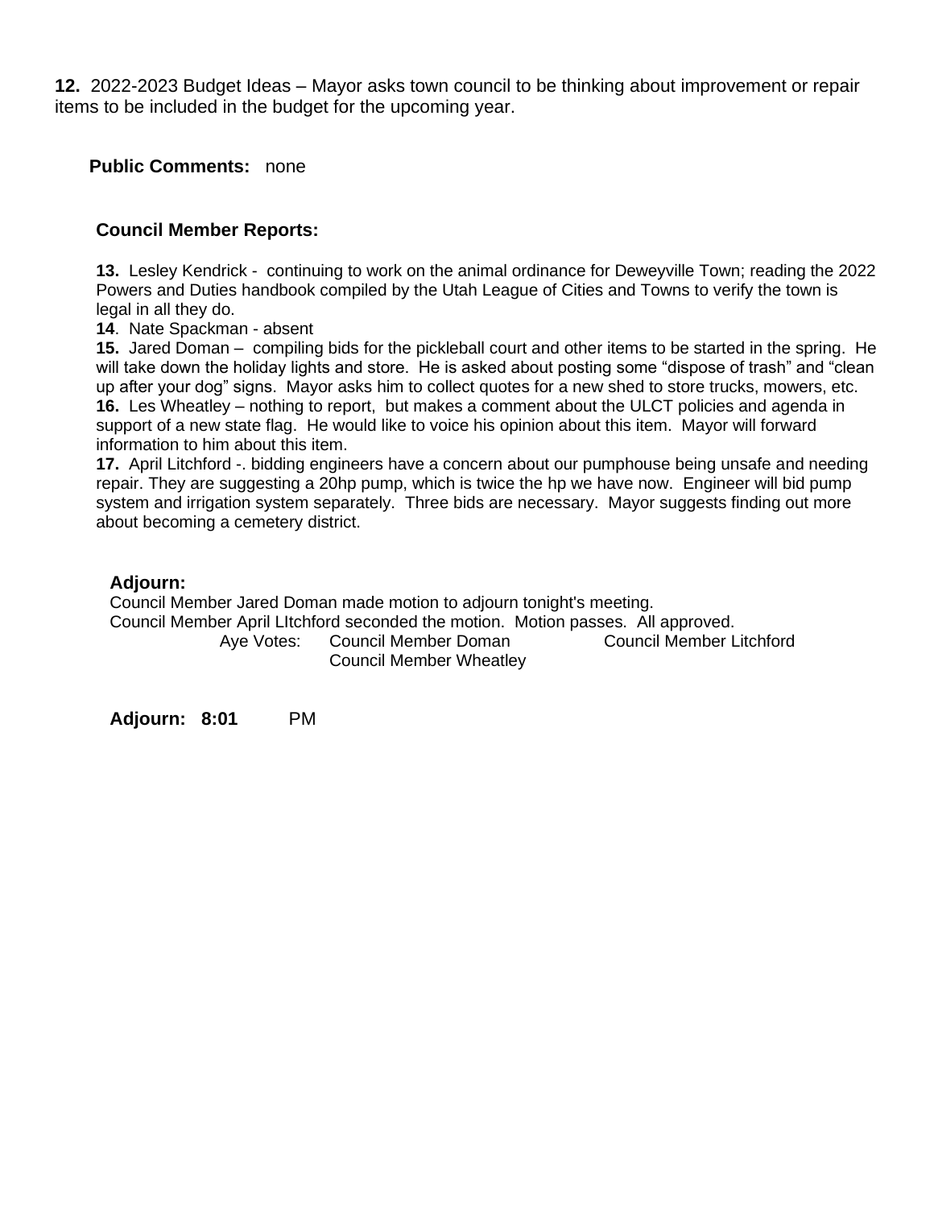**12.** 2022-2023 Budget Ideas – Mayor asks town council to be thinking about improvement or repair items to be included in the budget for the upcoming year.

**Public Comments:** none

**Council Member Reports:**

**13.** Lesley Kendrick - continuing to work on the animal ordinance for Deweyville Town; reading the 2022 Powers and Duties handbook compiled by the Utah League of Cities and Towns to verify the town is legal in all they do.

**14**. Nate Spackman - absent

**15.** Jared Doman – compiling bids for the pickleball court and other items to be started in the spring. He will take down the holiday lights and store. He is asked about posting some "dispose of trash" and "clean up after your dog" signs. Mayor asks him to collect quotes for a new shed to store trucks, mowers, etc.

**16.** Les Wheatley – nothing to report, but makes a comment about the ULCT policies and agenda in support of a new state flag. He would like to voice his opinion about this item. Mayor will forward information to him about this item.

**17.** April Litchford -. bidding engineers have a concern about our pumphouse being unsafe and needing repair. They are suggesting a 20hp pump, which is twice the hp we have now. Engineer will bid pump system and irrigation system separately. Three bids are necessary. Mayor suggests finding out more about becoming a cemetery district.

**Adjourn:**

Council Member Jared Doman made motion to adjourn tonight's meeting.
Council Member April LItchford seconded the motion. Motion passes. All approved.

Aye Votes: Council Member Doman, Council Member Litchford, Council Member Wheatley

**Adjourn: 8:01** PM